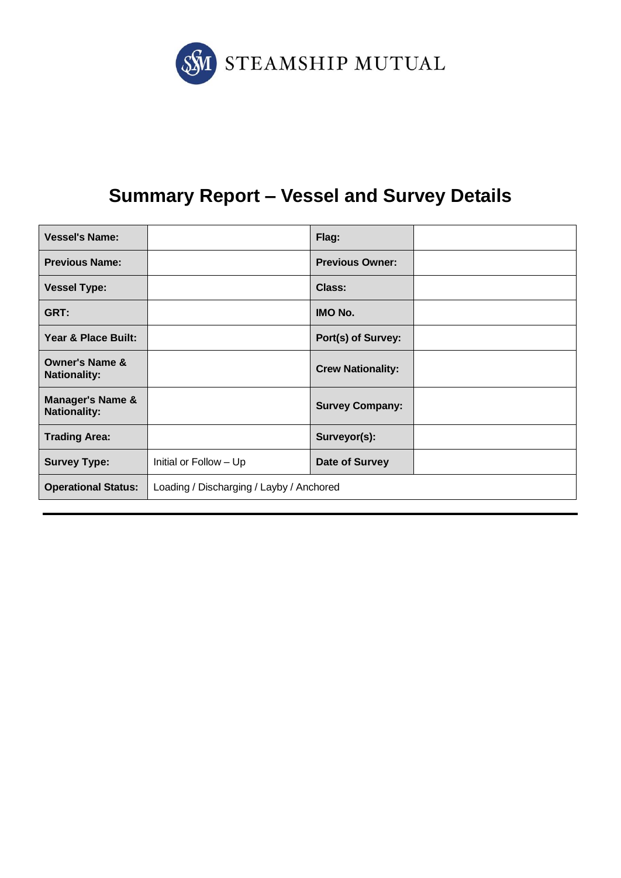STEAMSHIP MUTUAL

# Summary Report – Vessel and Survey Details

| | | | |
|---|---|---|---|
| **Vessel's Name:** | | **Flag:** | |
| **Previous Name:** | | **Previous Owner:** | |
| **Vessel Type:** | | **Class:** | |
| **GRT:** | | **IMO No.** | |
| **Year & Place Built:** | | **Port(s) of Survey:** | |
| **Owner's Name & Nationality:** | | **Crew Nationality:** | |
| **Manager's Name & Nationality:** | | **Survey Company:** | |
| **Trading Area:** | | **Surveyor(s):** | |
| **Survey Type:** | Initial or Follow – Up | **Date of Survey** | |
| **Operational Status:** | Loading / Discharging / Layby / Anchored | | |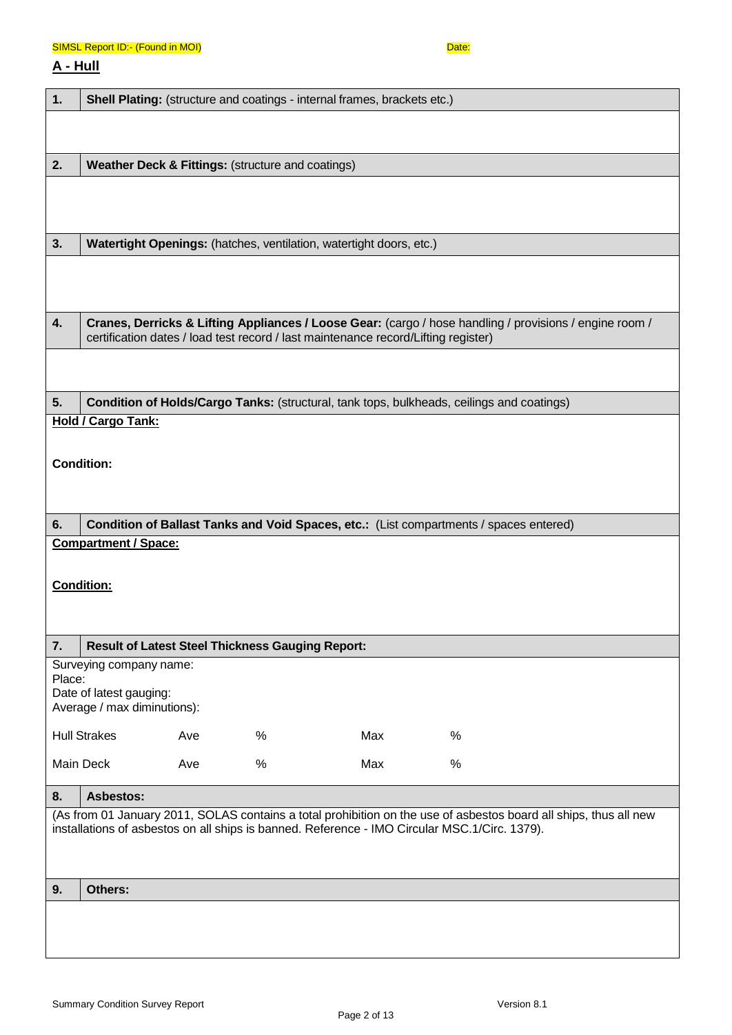SIMSL Report ID:- (Found in MOI) Date:

## A - Hull

| | |
|---|---|
| **1.** | **Shell Plating:** (structure and coatings - internal frames, brackets etc.) |
| | |
| **2.** | **Weather Deck & Fittings:** (structure and coatings) |
| | |
| **3.** | **Watertight Openings:** (hatches, ventilation, watertight doors, etc.) |
| | |
| **4.** | **Cranes, Derricks & Lifting Appliances / Loose Gear:** (cargo / hose handling / provisions / engine room / certification dates / load test record / last maintenance record/Lifting register) |
| | |
| **5.** | **Condition of Holds/Cargo Tanks:** (structural, tank tops, bulkheads, ceilings and coatings) |

**Hold / Cargo Tank:**

**Condition:**

| | |
|---|---|
| **6.** | **Condition of Ballast Tanks and Void Spaces, etc.:** (List compartments / spaces entered) |

**Compartment / Space:**

**Condition:**

| | |
|---|---|
| **7.** | **Result of Latest Steel Thickness Gauging Report:** |

Surveying company name:
Place:
Date of latest gauging:
Average / max diminutions):

| | | | | |
|---|---|---|---|---|
| Hull Strakes | Ave | % | Max | % |
| Main Deck | Ave | % | Max | % |

| | |
|---|---|
| **8.** | **Asbestos:** |

(As from 01 January 2011, SOLAS contains a total prohibition on the use of asbestos board all ships, thus all new installations of asbestos on all ships is banned. Reference - IMO Circular MSC.1/Circ. 1379).

| | |
|---|---|
| **9.** | **Others:** |
| | |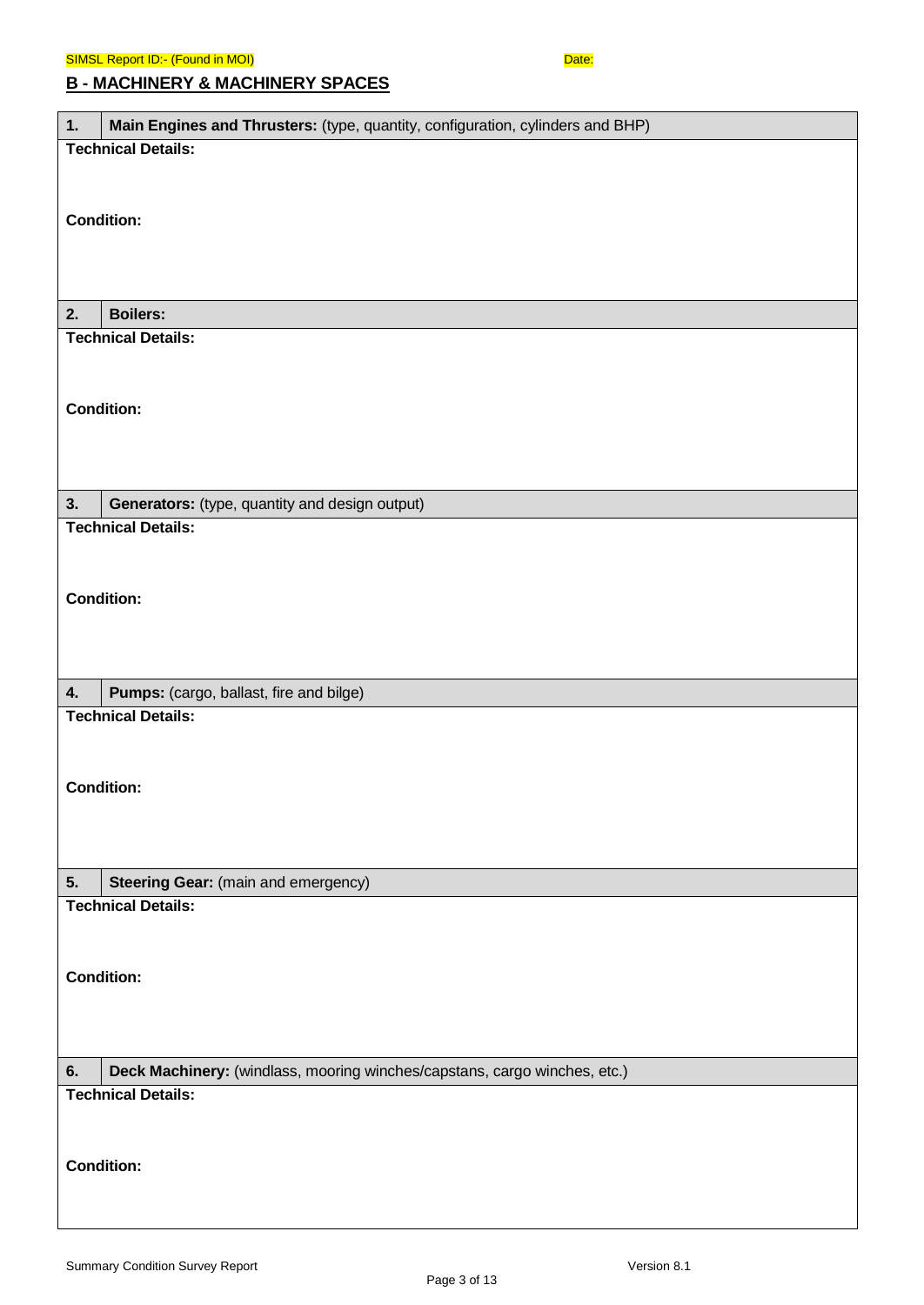SIMSL Report ID:- (Found in MOI) Date:

## B - MACHINERY & MACHINERY SPACES

| 1. | **Main Engines and Thrusters:** (type, quantity, configuration, cylinders and BHP) |
|---|---|

**Technical Details:**

**Condition:**

| 2. | **Boilers:** |
|---|---|

**Technical Details:**

**Condition:**

| 3. | **Generators:** (type, quantity and design output) |
|---|---|

**Technical Details:**

**Condition:**

| 4. | **Pumps:** (cargo, ballast, fire and bilge) |
|---|---|

**Technical Details:**

**Condition:**

| 5. | **Steering Gear:** (main and emergency) |
|---|---|

**Technical Details:**

**Condition:**

| 6. | **Deck Machinery:** (windlass, mooring winches/capstans, cargo winches, etc.) |
|---|---|

**Technical Details:**

**Condition:**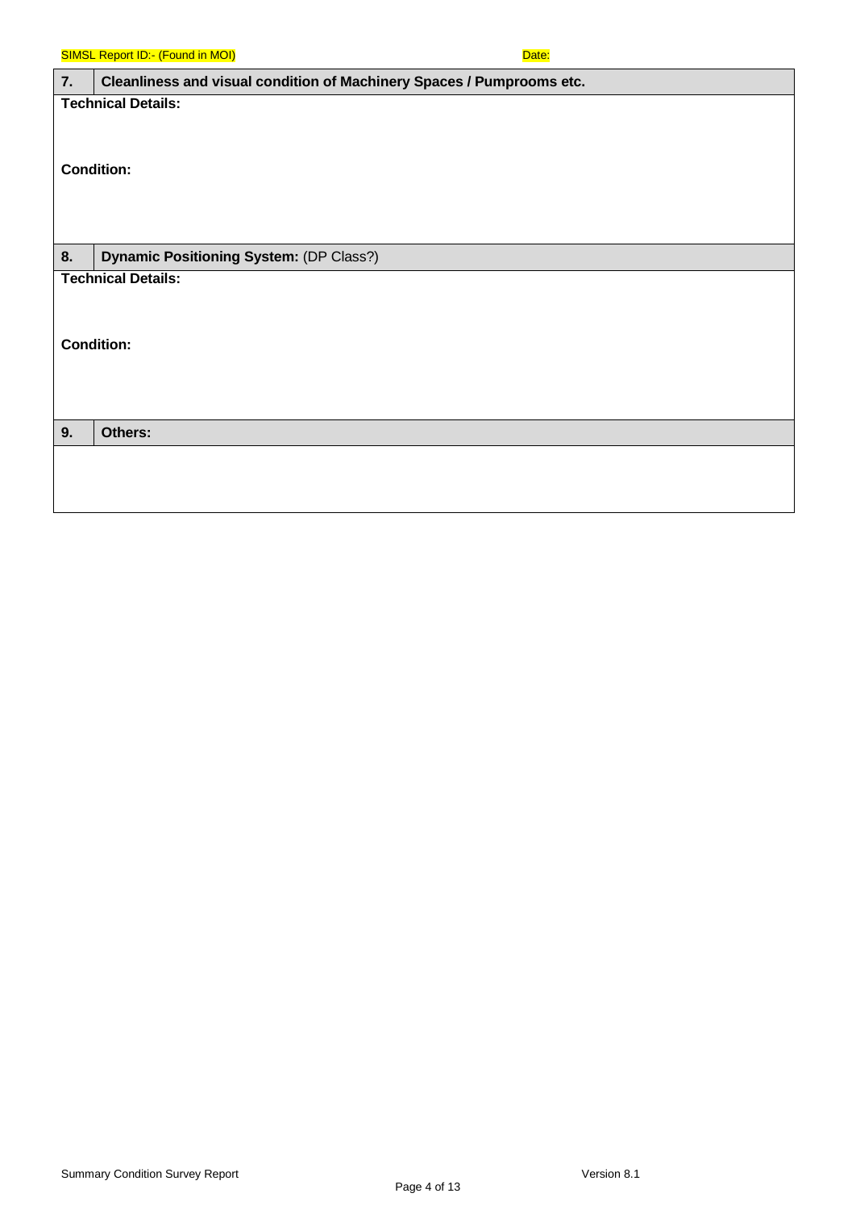SIMSL Report ID:- (Found in MOI) Date:

| 7. | Cleanliness and visual condition of Machinery Spaces / Pumprooms etc. |
|---|---|

**Technical Details:**

**Condition:**

| 8. | **Dynamic Positioning System:** (DP Class?) |
|---|---|

**Technical Details:**

**Condition:**

| 9. | Others: |
|---|---|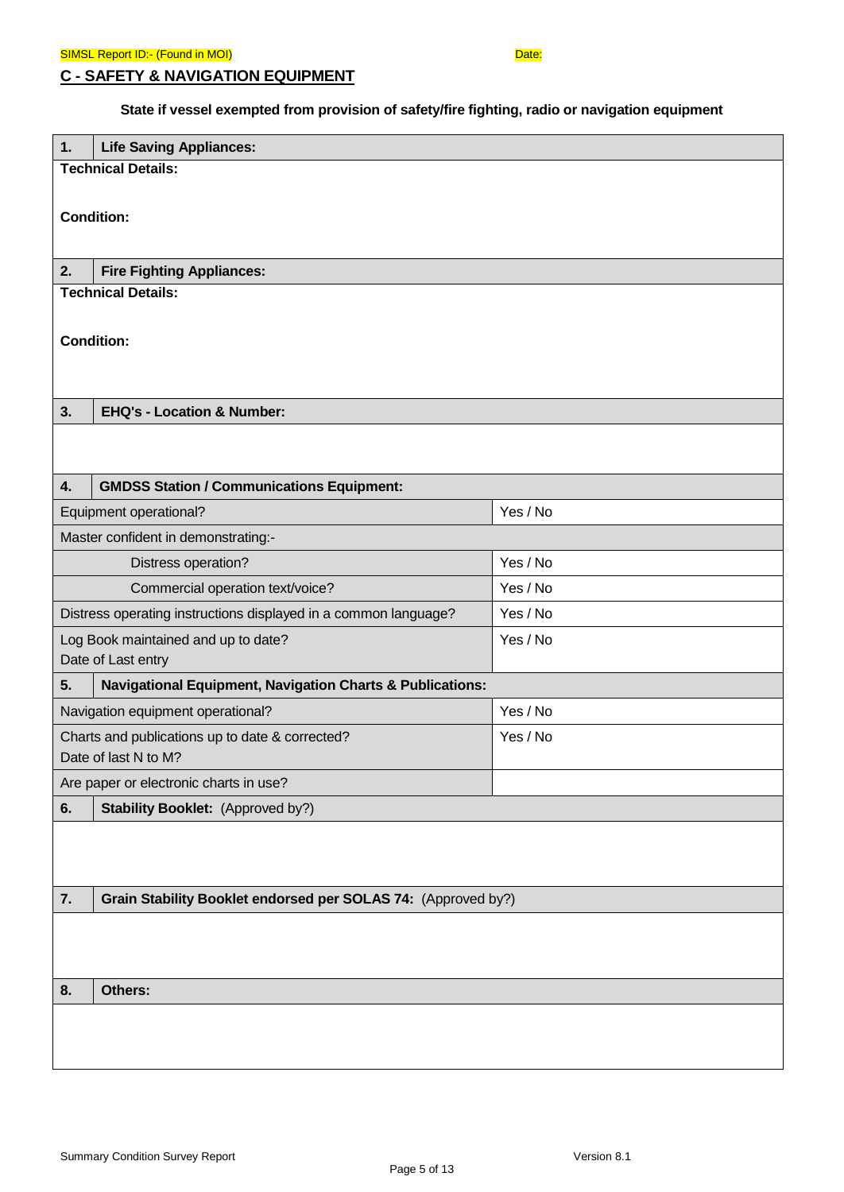SIMSL Report ID:- (Found in MOI) Date:

## C - SAFETY & NAVIGATION EQUIPMENT

**State if vessel exempted from provision of safety/fire fighting, radio or navigation equipment**

| **1.** | **Life Saving Appliances:** | |
|---|---|---|
| **Technical Details:** | | |
| **Condition:** | | |
| **2.** | **Fire Fighting Appliances:** | |
| **Technical Details:** | | |
| **Condition:** | | |
| **3.** | **EHQ's - Location & Number:** | |
| | | |
| **4.** | **GMDSS Station / Communications Equipment:** | |
| Equipment operational? | | Yes / No |
| Master confident in demonstrating:- | | |
| Distress operation? | | Yes / No |
| Commercial operation text/voice? | | Yes / No |
| Distress operating instructions displayed in a common language? | | Yes / No |
| Log Book maintained and up to date? Date of Last entry | | Yes / No |
| **5.** | **Navigational Equipment, Navigation Charts & Publications:** | |
| Navigation equipment operational? | | Yes / No |
| Charts and publications up to date & corrected? Date of last N to M? | | Yes / No |
| Are paper or electronic charts in use? | | |
| **6.** | **Stability Booklet:** (Approved by?) | |
| | | |
| **7.** | **Grain Stability Booklet endorsed per SOLAS 74:** (Approved by?) | |
| | | |
| **8.** | **Others:** | |
| | | |

Summary Condition Survey Report Version 8.1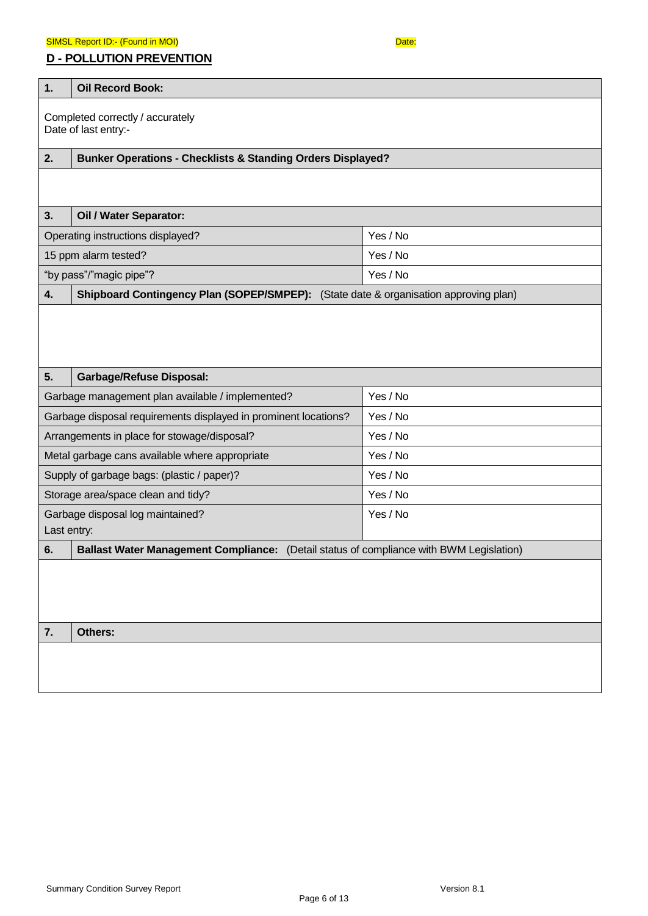SIMSL Report ID:- (Found in MOI) Date:

## D - POLLUTION PREVENTION

| 1. | Oil Record Book: | |
|---|---|---|
| Completed correctly / accurately<br>Date of last entry:- | | |
| **2.** | **Bunker Operations - Checklists & Standing Orders Displayed?** | |
| | | |
| **3.** | **Oil / Water Separator:** | |
| Operating instructions displayed? | | Yes / No |
| 15 ppm alarm tested? | | Yes / No |
| "by pass"/"magic pipe"? | | Yes / No |
| **4.** | **Shipboard Contingency Plan (SOPEP/SMPEP):** (State date & organisation approving plan) | |
| | | |
| **5.** | **Garbage/Refuse Disposal:** | |
| Garbage management plan available / implemented? | | Yes / No |
| Garbage disposal requirements displayed in prominent locations? | | Yes / No |
| Arrangements in place for stowage/disposal? | | Yes / No |
| Metal garbage cans available where appropriate | | Yes / No |
| Supply of garbage bags: (plastic / paper)? | | Yes / No |
| Storage area/space clean and tidy? | | Yes / No |
| Garbage disposal log maintained?<br>Last entry: | | Yes / No |
| **6.** | **Ballast Water Management Compliance:** (Detail status of compliance with BWM Legislation) | |
| | | |
| **7.** | **Others:** | |
| | | |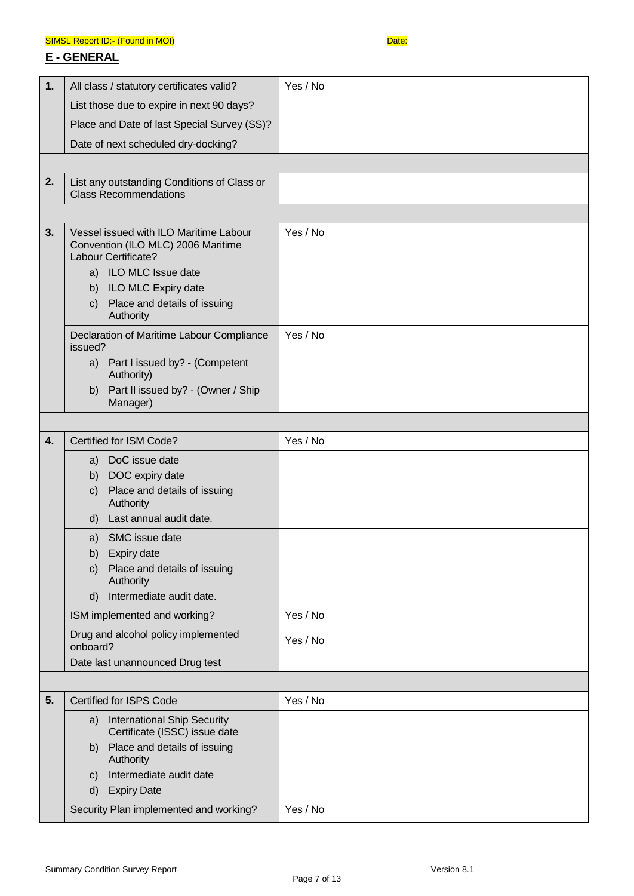SIMSL Report ID:- (Found in MOI) Date:

## E - GENERAL

| | | |
|---|---|---|
| **1.** | All class / statutory certificates valid? | Yes / No |
| | List those due to expire in next 90 days? | |
| | Place and Date of last Special Survey (SS)? | |
| | Date of next scheduled dry-docking? | |
| | | |
| **2.** | List any outstanding Conditions of Class or Class Recommendations | |
| | | |
| **3.** | Vessel issued with ILO Maritime Labour Convention (ILO MLC) 2006 Maritime Labour Certificate?<br>a) ILO MLC Issue date<br>b) ILO MLC Expiry date<br>c) Place and details of issuing Authority | Yes / No |
| | Declaration of Maritime Labour Compliance issued?<br>a) Part I issued by? - (Competent Authority)<br>b) Part II issued by? - (Owner / Ship Manager) | Yes / No |
| | | |
| **4.** | Certified for ISM Code? | Yes / No |
| | a) DoC issue date<br>b) DOC expiry date<br>c) Place and details of issuing Authority<br>d) Last annual audit date. | |
| | a) SMC issue date<br>b) Expiry date<br>c) Place and details of issuing Authority<br>d) Intermediate audit date. | |
| | ISM implemented and working? | Yes / No |
| | Drug and alcohol policy implemented onboard?<br>Date last unannounced Drug test | Yes / No |
| | | |
| **5.** | Certified for ISPS Code | Yes / No |
| | a) International Ship Security Certificate (ISSC) issue date<br>b) Place and details of issuing Authority<br>c) Intermediate audit date<br>d) Expiry Date | |
| | Security Plan implemented and working? | Yes / No |

Summary Condition Survey Report Version 8.1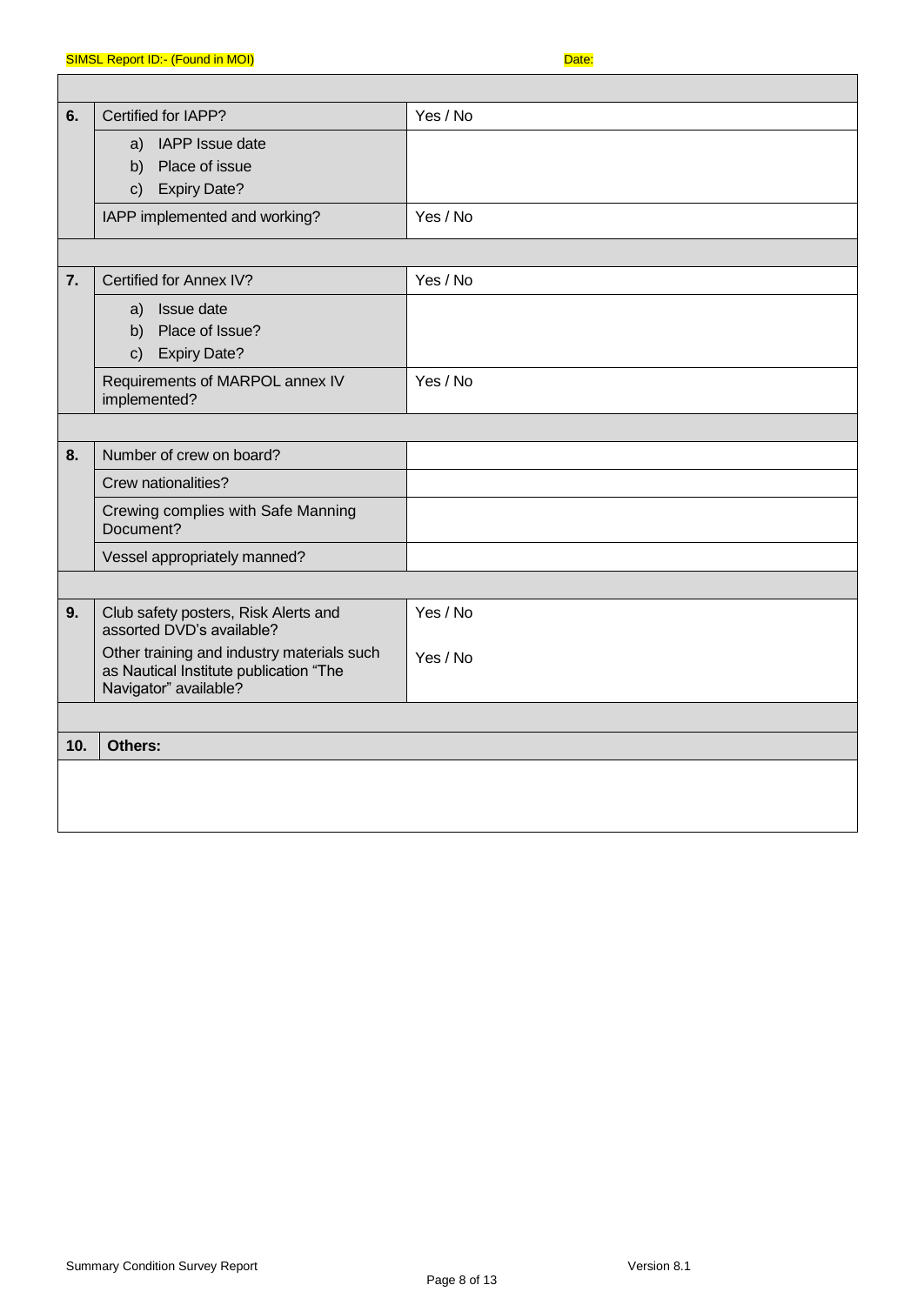SIMSL Report ID:- (Found in MOI) Date:

| | | |
|---|---|---|
| **6.** | Certified for IAPP? | Yes / No |
| | a) IAPP Issue date<br>b) Place of issue<br>c) Expiry Date? | |
| | IAPP implemented and working? | Yes / No |
| | | |
| **7.** | Certified for Annex IV? | Yes / No |
| | a) Issue date<br>b) Place of Issue?<br>c) Expiry Date? | |
| | Requirements of MARPOL annex IV implemented? | Yes / No |
| | | |
| **8.** | Number of crew on board? | |
| | Crew nationalities? | |
| | Crewing complies with Safe Manning Document? | |
| | Vessel appropriately manned? | |
| | | |
| **9.** | Club safety posters, Risk Alerts and assorted DVD's available? | Yes / No |
| | Other training and industry materials such as Nautical Institute publication "The Navigator" available? | Yes / No |
| | | |
| **10.** | **Others:** | |
| | | |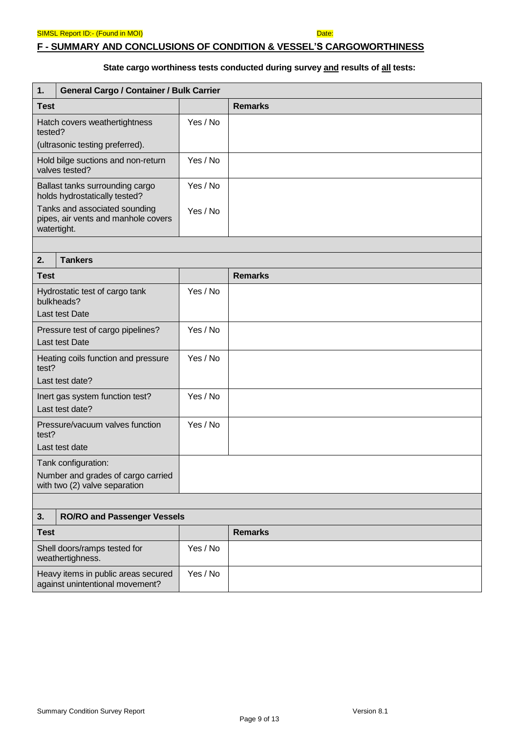SIMSL Report ID:- (Found in MOI) Date:

## F - SUMMARY AND CONCLUSIONS OF CONDITION & VESSEL'S CARGOWORTHINESS

**State cargo worthiness tests conducted during survey and results of all tests:**

| **1.** | **General Cargo / Container / Bulk Carrier** | | |
|---|---|---|---|
| **Test** | | | **Remarks** |
| Hatch covers weathertightness tested? (ultrasonic testing preferred). | | Yes / No | |
| Hold bilge suctions and non-return valves tested? | | Yes / No | |
| Ballast tanks surrounding cargo holds hydrostatically tested? Tanks and associated sounding pipes, air vents and manhole covers watertight. | | Yes / No<br>Yes / No | |
| | | | |
| **2.** | **Tankers** | | |
| **Test** | | | **Remarks** |
| Hydrostatic test of cargo tank bulkheads? Last test Date | | Yes / No | |
| Pressure test of cargo pipelines? Last test Date | | Yes / No | |
| Heating coils function and pressure test? Last test date? | | Yes / No | |
| Inert gas system function test? Last test date? | | Yes / No | |
| Pressure/vacuum valves function test? Last test date | | Yes / No | |
| Tank configuration: Number and grades of cargo carried with two (2) valve separation | | | |
| | | | |
| **3.** | **RO/RO and Passenger Vessels** | | |
| **Test** | | | **Remarks** |
| Shell doors/ramps tested for weathertighness. | | Yes / No | |
| Heavy items in public areas secured against unintentional movement? | | Yes / No | |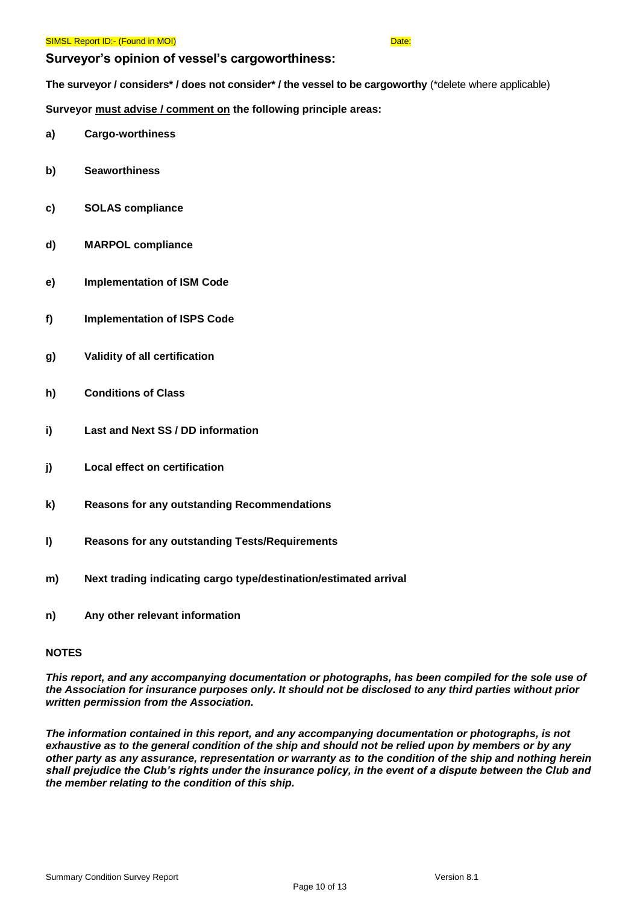SIMSL Report ID:- (Found in MOI) Date:

## Surveyor's opinion of vessel's cargoworthiness:

**The surveyor / considers* / does not consider* / the vessel to be cargoworthy** (*delete where applicable)

**Surveyor <u>must advise / comment on</u> the following principle areas:**

**a) Cargo-worthiness**

**b) Seaworthiness**

**c) SOLAS compliance**

**d) MARPOL compliance**

**e) Implementation of ISM Code**

**f) Implementation of ISPS Code**

**g) Validity of all certification**

**h) Conditions of Class**

**i) Last and Next SS / DD information**

**j) Local effect on certification**

**k) Reasons for any outstanding Recommendations**

**l) Reasons for any outstanding Tests/Requirements**

**m) Next trading indicating cargo type/destination/estimated arrival**

**n) Any other relevant information**

**NOTES**

***This report, and any accompanying documentation or photographs, has been compiled for the sole use of the Association for insurance purposes only. It should not be disclosed to any third parties without prior written permission from the Association.***

***The information contained in this report, and any accompanying documentation or photographs, is not exhaustive as to the general condition of the ship and should not be relied upon by members or by any other party as any assurance, representation or warranty as to the condition of the ship and nothing herein shall prejudice the Club's rights under the insurance policy, in the event of a dispute between the Club and the member relating to the condition of this ship.***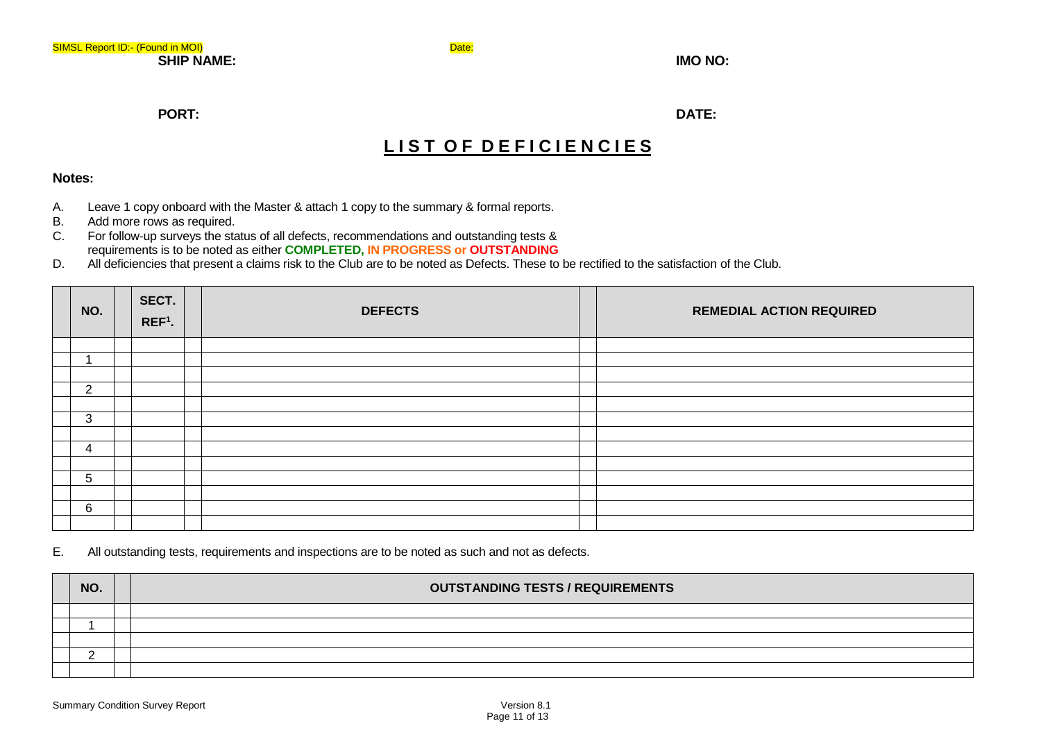SIMSL Report ID:- (Found in MOI) Date:

**SHIP NAME:** **IMO NO:**

**PORT:** **DATE:**

# LIST OF DEFICIENCIES

**Notes:**

A. Leave 1 copy onboard with the Master & attach 1 copy to the summary & formal reports.
B. Add more rows as required.
C. For follow-up surveys the status of all defects, recommendations and outstanding tests & requirements is to be noted as either **COMPLETED, IN PROGRESS or OUTSTANDING**
D. All deficiencies that present a claims risk to the Club are to be noted as Defects. These to be rectified to the satisfaction of the Club.

| | NO. | | SECT. REF[1]. | | DEFECTS | | REMEDIAL ACTION REQUIRED |
|---|---|---|---|---|---|---|---|
| | | | | | | | |
| | 1 | | | | | | |
| | | | | | | | |
| | 2 | | | | | | |
| | | | | | | | |
| | 3 | | | | | | |
| | | | | | | | |
| | 4 | | | | | | |
| | | | | | | | |
| | 5 | | | | | | |
| | | | | | | | |
| | 6 | | | | | | |
| | | | | | | | |

E. All outstanding tests, requirements and inspections are to be noted as such and not as defects.

| | NO. | | OUTSTANDING TESTS / REQUIREMENTS |
|---|---|---|---|
| | | | |
| | 1 | | |
| | | | |
| | 2 | | |
| | | | |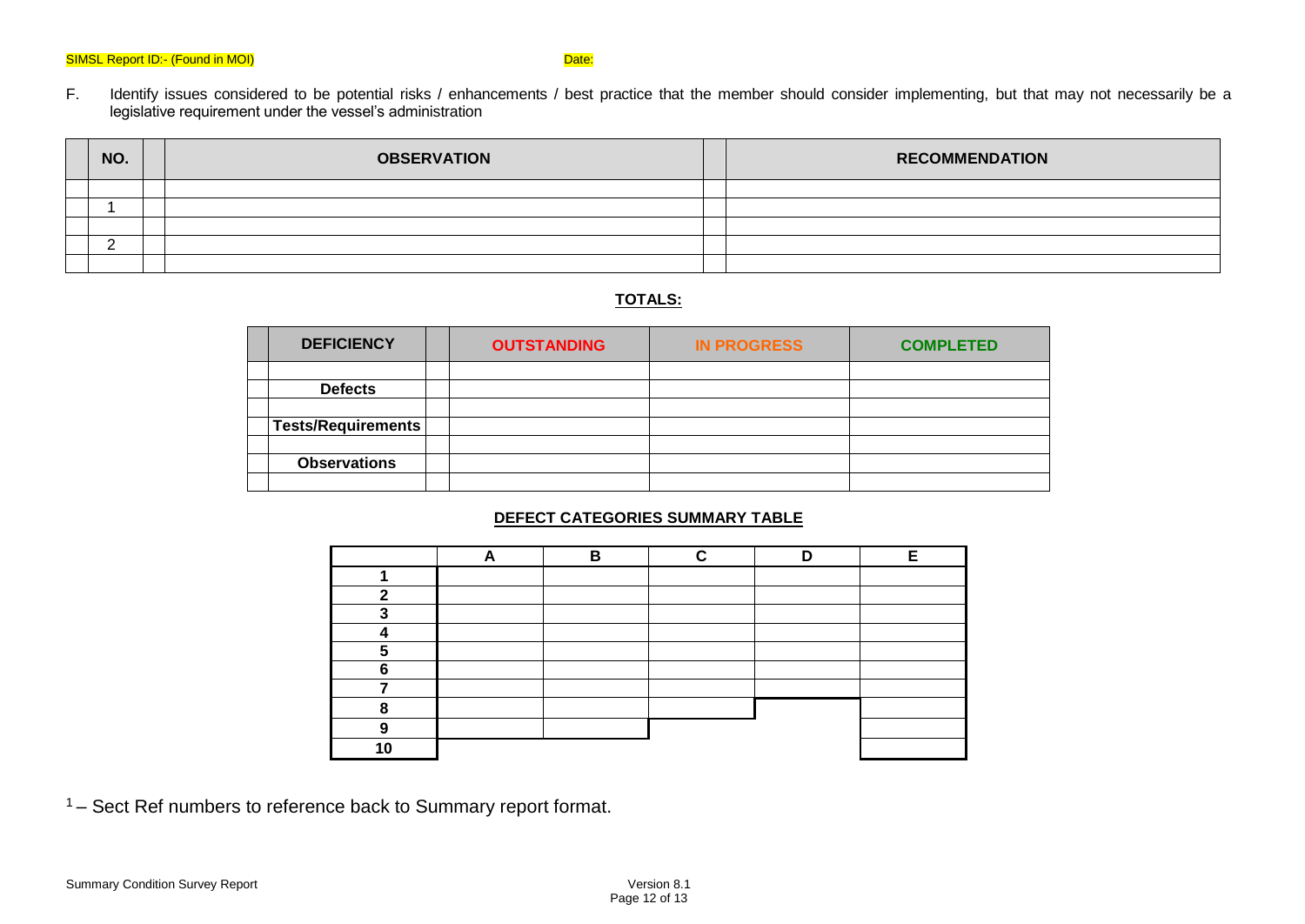SIMSL Report ID:- (Found in MOI) Date:

F. Identify issues considered to be potential risks / enhancements / best practice that the member should consider implementing, but that may not necessarily be a legislative requirement under the vessel's administration

| NO. | OBSERVATION | RECOMMENDATION |
|---|---|---|
| | | |
| 1 | | |
| | | |
| 2 | | |
| | | |

**TOTALS:**

| DEFICIENCY | OUTSTANDING | IN PROGRESS | COMPLETED |
|---|---|---|---|
| | | | |
| **Defects** | | | |
| | | | |
| **Tests/Requirements** | | | |
| | | | |
| **Observations** | | | |
| | | | |

**DEFECT CATEGORIES SUMMARY TABLE**

| | A | B | C | D | E |
|---|---|---|---|---|---|
| **1** | | | | | |
| **2** | | | | | |
| **3** | | | | | |
| **4** | | | | | |
| **5** | | | | | |
| **6** | | | | | |
| **7** | | | | | |
| **8** | | | | | |
| **9** | | | | | |
| **10** | | | | | |

[1] – Sect Ref numbers to reference back to Summary report format.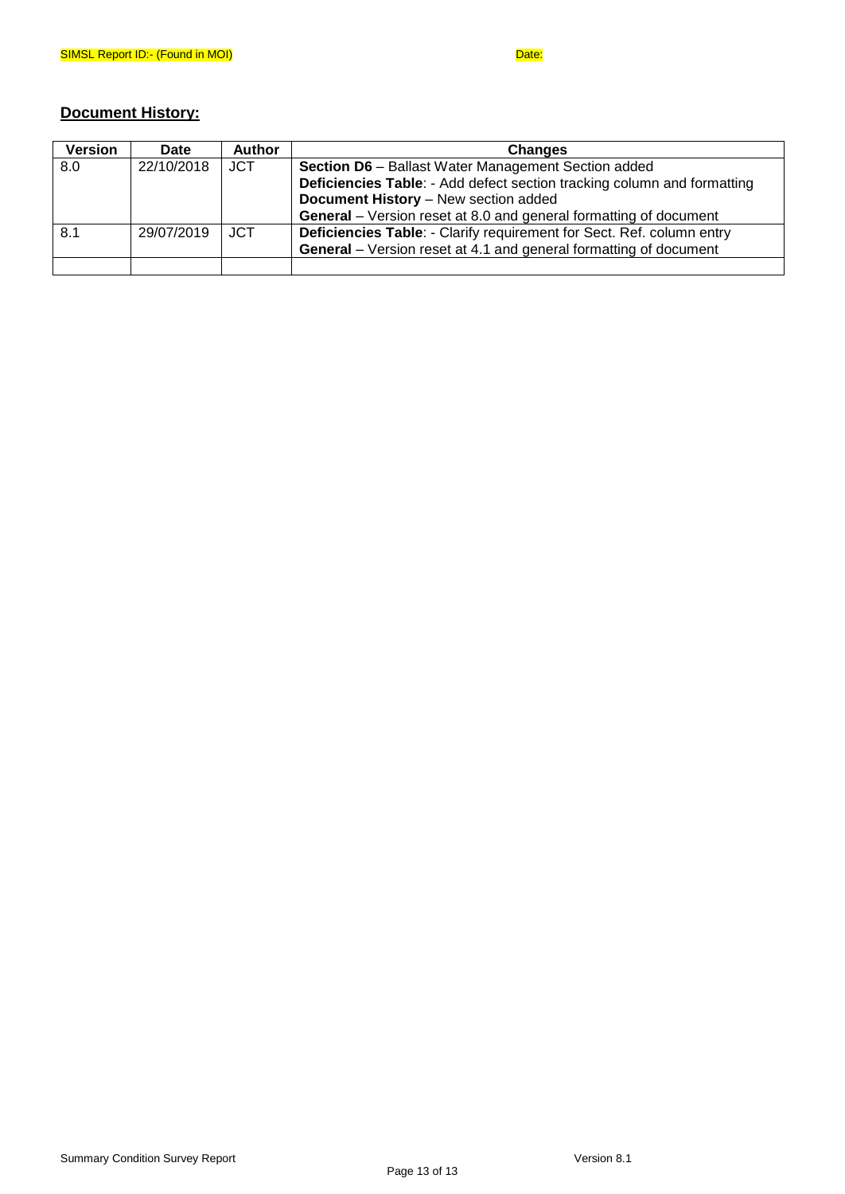## **Document History:**

| Version | Date | Author | Changes |
|---|---|---|---|
| 8.0 | 22/10/2018 | JCT | **Section D6** – Ballast Water Management Section added<br>**Deficiencies Table**: - Add defect section tracking column and formatting<br>**Document History** – New section added<br>**General** – Version reset at 8.0 and general formatting of document |
| 8.1 | 29/07/2019 | JCT | **Deficiencies Table**: - Clarify requirement for Sect. Ref. column entry<br>**General** – Version reset at 4.1 and general formatting of document |
| | | | |